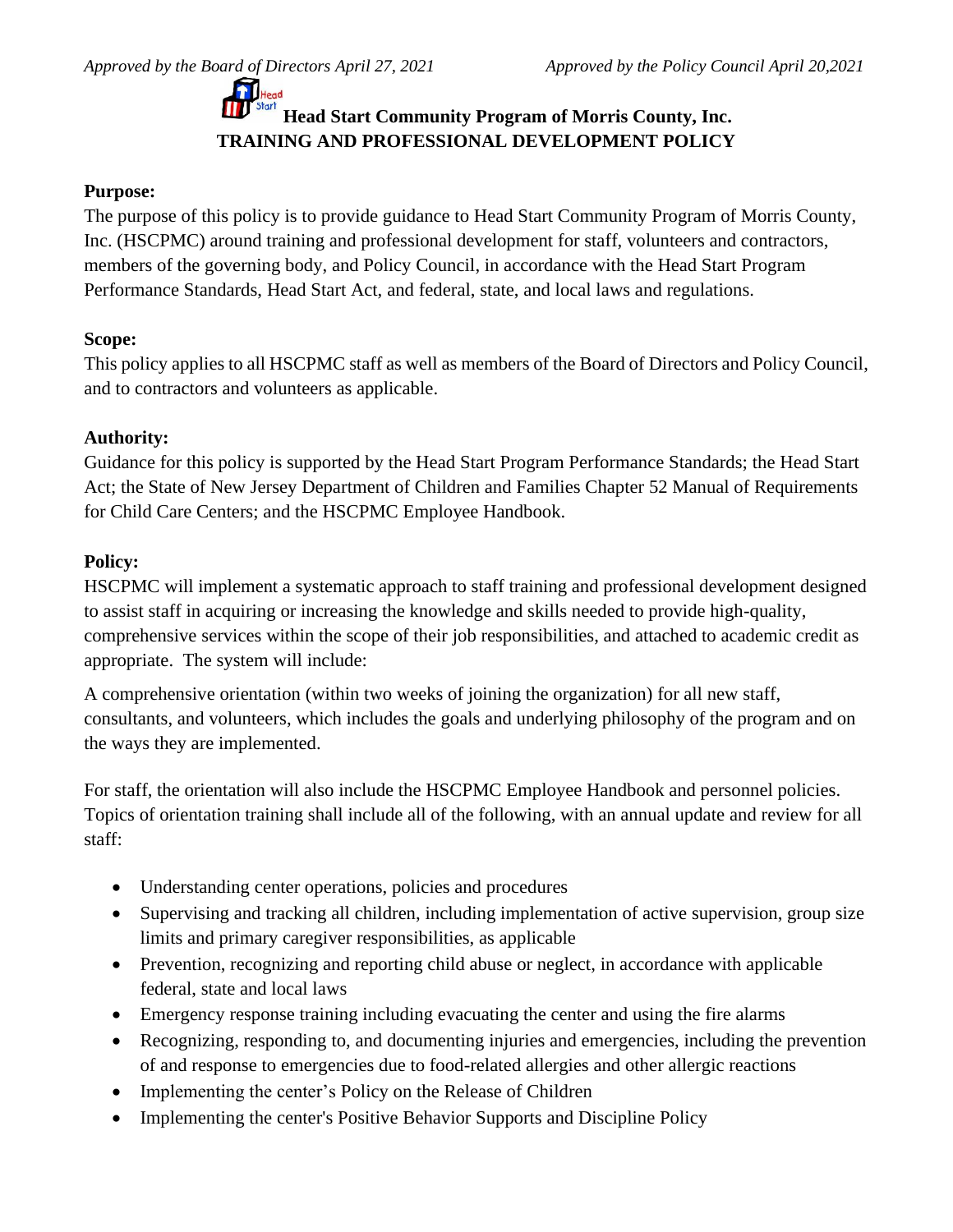*Approved by the Board of Directors April 27, 2021* *Approved by the Policy Council April 20,2021*

# Head Start Community Program of Morris County, Inc.
## TRAINING AND PROFESSIONAL DEVELOPMENT POLICY

**Purpose:**

The purpose of this policy is to provide guidance to Head Start Community Program of Morris County, Inc. (HSCPMC) around training and professional development for staff, volunteers and contractors, members of the governing body, and Policy Council, in accordance with the Head Start Program Performance Standards, Head Start Act, and federal, state, and local laws and regulations.

**Scope:**

This policy applies to all HSCPMC staff as well as members of the Board of Directors and Policy Council, and to contractors and volunteers as applicable.

**Authority:**

Guidance for this policy is supported by the Head Start Program Performance Standards; the Head Start Act; the State of New Jersey Department of Children and Families Chapter 52 Manual of Requirements for Child Care Centers; and the HSCPMC Employee Handbook.

**Policy:**

HSCPMC will implement a systematic approach to staff training and professional development designed to assist staff in acquiring or increasing the knowledge and skills needed to provide high-quality, comprehensive services within the scope of their job responsibilities, and attached to academic credit as appropriate. The system will include:

A comprehensive orientation (within two weeks of joining the organization) for all new staff, consultants, and volunteers, which includes the goals and underlying philosophy of the program and on the ways they are implemented.

For staff, the orientation will also include the HSCPMC Employee Handbook and personnel policies. Topics of orientation training shall include all of the following, with an annual update and review for all staff:

- Understanding center operations, policies and procedures
- Supervising and tracking all children, including implementation of active supervision, group size limits and primary caregiver responsibilities, as applicable
- Prevention, recognizing and reporting child abuse or neglect, in accordance with applicable federal, state and local laws
- Emergency response training including evacuating the center and using the fire alarms
- Recognizing, responding to, and documenting injuries and emergencies, including the prevention of and response to emergencies due to food-related allergies and other allergic reactions
- Implementing the center's Policy on the Release of Children
- Implementing the center's Positive Behavior Supports and Discipline Policy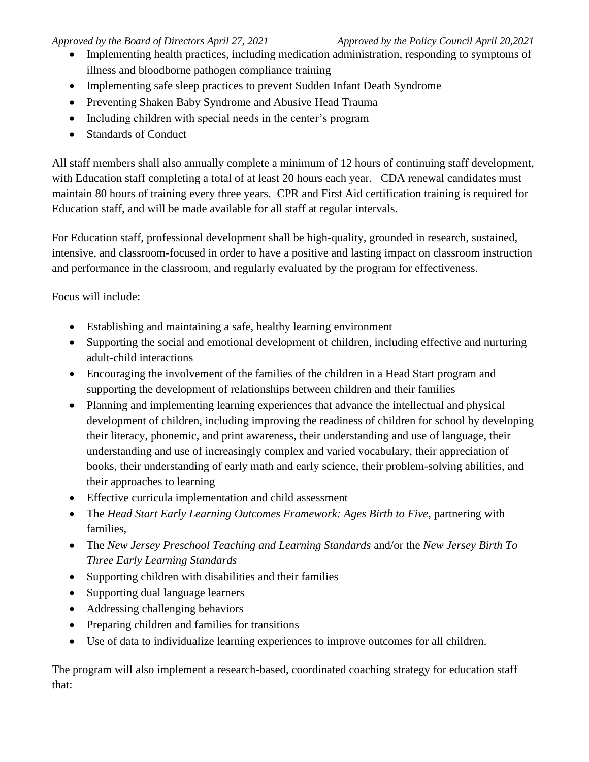- Implementing health practices, including medication administration, responding to symptoms of illness and bloodborne pathogen compliance training
- Implementing safe sleep practices to prevent Sudden Infant Death Syndrome
- Preventing Shaken Baby Syndrome and Abusive Head Trauma
- Including children with special needs in the center's program
- Standards of Conduct

All staff members shall also annually complete a minimum of 12 hours of continuing staff development, with Education staff completing a total of at least 20 hours each year. CDA renewal candidates must maintain 80 hours of training every three years. CPR and First Aid certification training is required for Education staff, and will be made available for all staff at regular intervals.

For Education staff, professional development shall be high-quality, grounded in research, sustained, intensive, and classroom-focused in order to have a positive and lasting impact on classroom instruction and performance in the classroom, and regularly evaluated by the program for effectiveness.

Focus will include:

- Establishing and maintaining a safe, healthy learning environment
- Supporting the social and emotional development of children, including effective and nurturing adult-child interactions
- Encouraging the involvement of the families of the children in a Head Start program and supporting the development of relationships between children and their families
- Planning and implementing learning experiences that advance the intellectual and physical development of children, including improving the readiness of children for school by developing their literacy, phonemic, and print awareness, their understanding and use of language, their understanding and use of increasingly complex and varied vocabulary, their appreciation of books, their understanding of early math and early science, their problem-solving abilities, and their approaches to learning
- Effective curricula implementation and child assessment
- The *Head Start Early Learning Outcomes Framework: Ages Birth to Five*, partnering with families,
- The *New Jersey Preschool Teaching and Learning Standards* and/or the *New Jersey Birth To Three Early Learning Standards*
- Supporting children with disabilities and their families
- Supporting dual language learners
- Addressing challenging behaviors
- Preparing children and families for transitions
- Use of data to individualize learning experiences to improve outcomes for all children.

The program will also implement a research-based, coordinated coaching strategy for education staff that: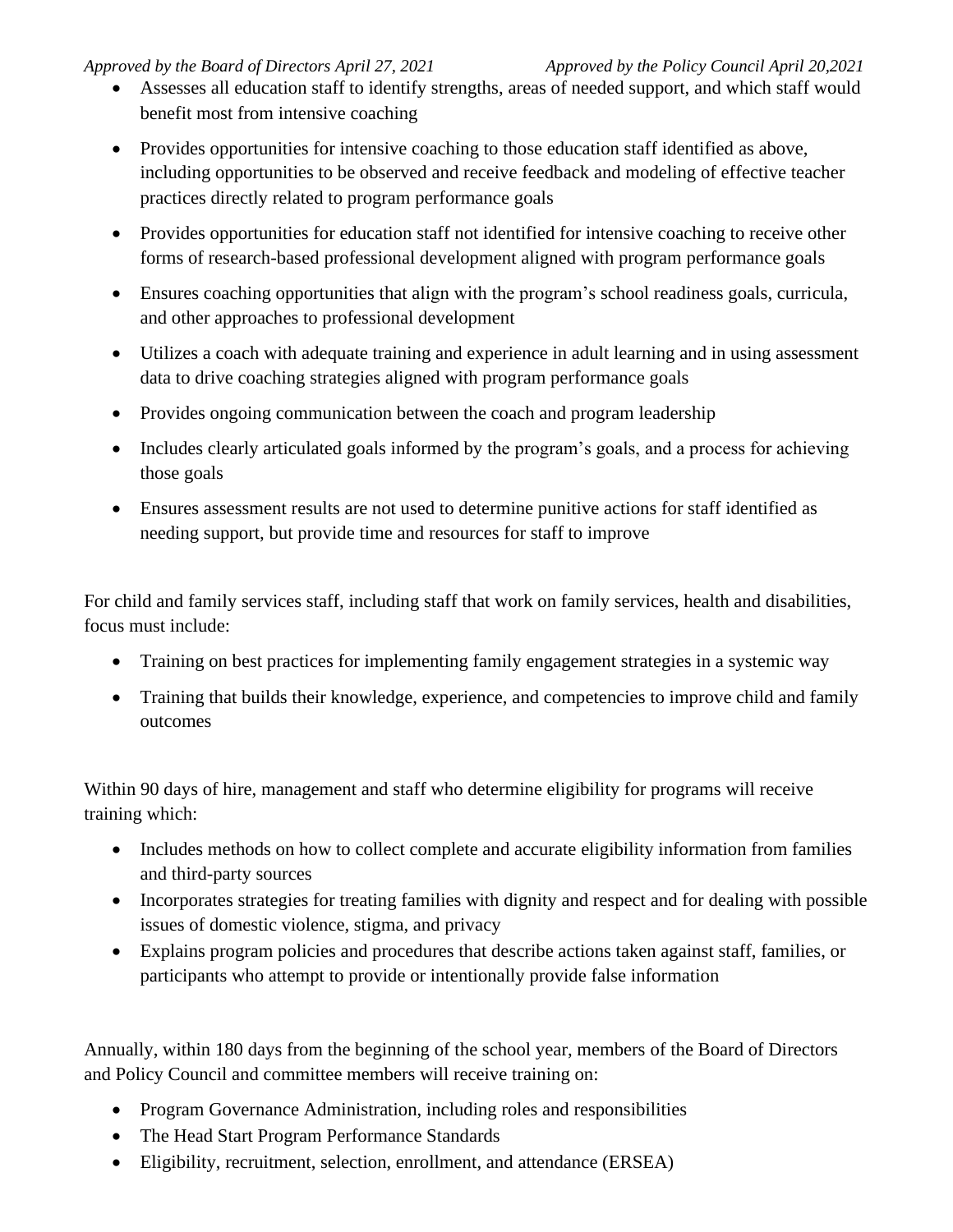- Assesses all education staff to identify strengths, areas of needed support, and which staff would benefit most from intensive coaching
- Provides opportunities for intensive coaching to those education staff identified as above, including opportunities to be observed and receive feedback and modeling of effective teacher practices directly related to program performance goals
- Provides opportunities for education staff not identified for intensive coaching to receive other forms of research-based professional development aligned with program performance goals
- Ensures coaching opportunities that align with the program's school readiness goals, curricula, and other approaches to professional development
- Utilizes a coach with adequate training and experience in adult learning and in using assessment data to drive coaching strategies aligned with program performance goals
- Provides ongoing communication between the coach and program leadership
- Includes clearly articulated goals informed by the program's goals, and a process for achieving those goals
- Ensures assessment results are not used to determine punitive actions for staff identified as needing support, but provide time and resources for staff to improve

For child and family services staff, including staff that work on family services, health and disabilities, focus must include:

- Training on best practices for implementing family engagement strategies in a systemic way
- Training that builds their knowledge, experience, and competencies to improve child and family outcomes

Within 90 days of hire, management and staff who determine eligibility for programs will receive training which:

- Includes methods on how to collect complete and accurate eligibility information from families and third-party sources
- Incorporates strategies for treating families with dignity and respect and for dealing with possible issues of domestic violence, stigma, and privacy
- Explains program policies and procedures that describe actions taken against staff, families, or participants who attempt to provide or intentionally provide false information

Annually, within 180 days from the beginning of the school year, members of the Board of Directors and Policy Council and committee members will receive training on:

- Program Governance Administration, including roles and responsibilities
- The Head Start Program Performance Standards
- Eligibility, recruitment, selection, enrollment, and attendance (ERSEA)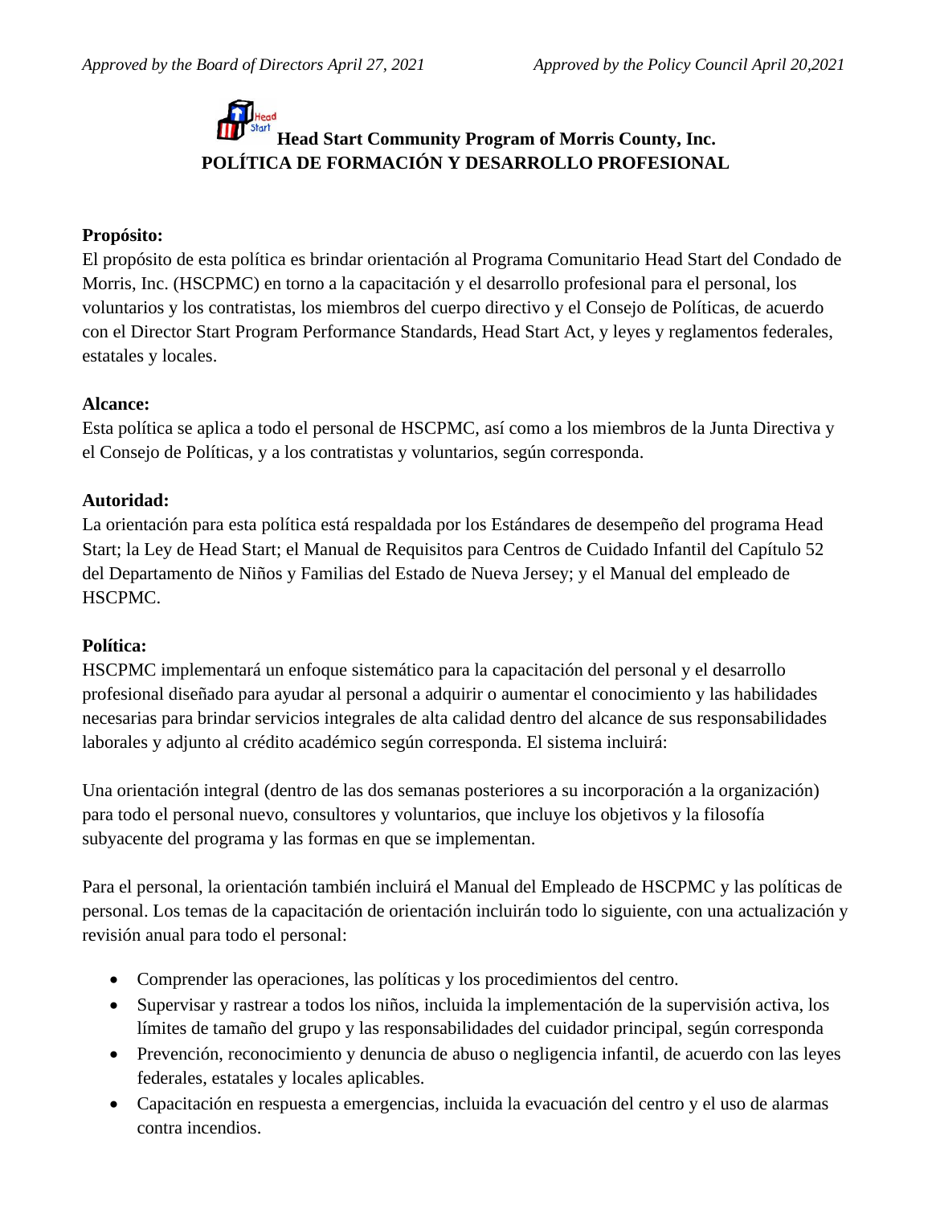*Approved by the Board of Directors April 27, 2021* *Approved by the Policy Council April 20,2021*

# Head Start Community Program of Morris County, Inc.
# POLÍTICA DE FORMACIÓN Y DESARROLLO PROFESIONAL

**Propósito:**
El propósito de esta política es brindar orientación al Programa Comunitario Head Start del Condado de Morris, Inc. (HSCPMC) en torno a la capacitación y el desarrollo profesional para el personal, los voluntarios y los contratistas, los miembros del cuerpo directivo y el Consejo de Políticas, de acuerdo con el Director Start Program Performance Standards, Head Start Act, y leyes y reglamentos federales, estatales y locales.

**Alcance:**
Esta política se aplica a todo el personal de HSCPMC, así como a los miembros de la Junta Directiva y el Consejo de Políticas, y a los contratistas y voluntarios, según corresponda.

**Autoridad:**
La orientación para esta política está respaldada por los Estándares de desempeño del programa Head Start; la Ley de Head Start; el Manual de Requisitos para Centros de Cuidado Infantil del Capítulo 52 del Departamento de Niños y Familias del Estado de Nueva Jersey; y el Manual del empleado de HSCPMC.

**Política:**
HSCPMC implementará un enfoque sistemático para la capacitación del personal y el desarrollo profesional diseñado para ayudar al personal a adquirir o aumentar el conocimiento y las habilidades necesarias para brindar servicios integrales de alta calidad dentro del alcance de sus responsabilidades laborales y adjunto al crédito académico según corresponda. El sistema incluirá:

Una orientación integral (dentro de las dos semanas posteriores a su incorporación a la organización) para todo el personal nuevo, consultores y voluntarios, que incluye los objetivos y la filosofía subyacente del programa y las formas en que se implementan.

Para el personal, la orientación también incluirá el Manual del Empleado de HSCPMC y las políticas de personal. Los temas de la capacitación de orientación incluirán todo lo siguiente, con una actualización y revisión anual para todo el personal:

- Comprender las operaciones, las políticas y los procedimientos del centro.
- Supervisar y rastrear a todos los niños, incluida la implementación de la supervisión activa, los límites de tamaño del grupo y las responsabilidades del cuidador principal, según corresponda
- Prevención, reconocimiento y denuncia de abuso o negligencia infantil, de acuerdo con las leyes federales, estatales y locales aplicables.
- Capacitación en respuesta a emergencias, incluida la evacuación del centro y el uso de alarmas contra incendios.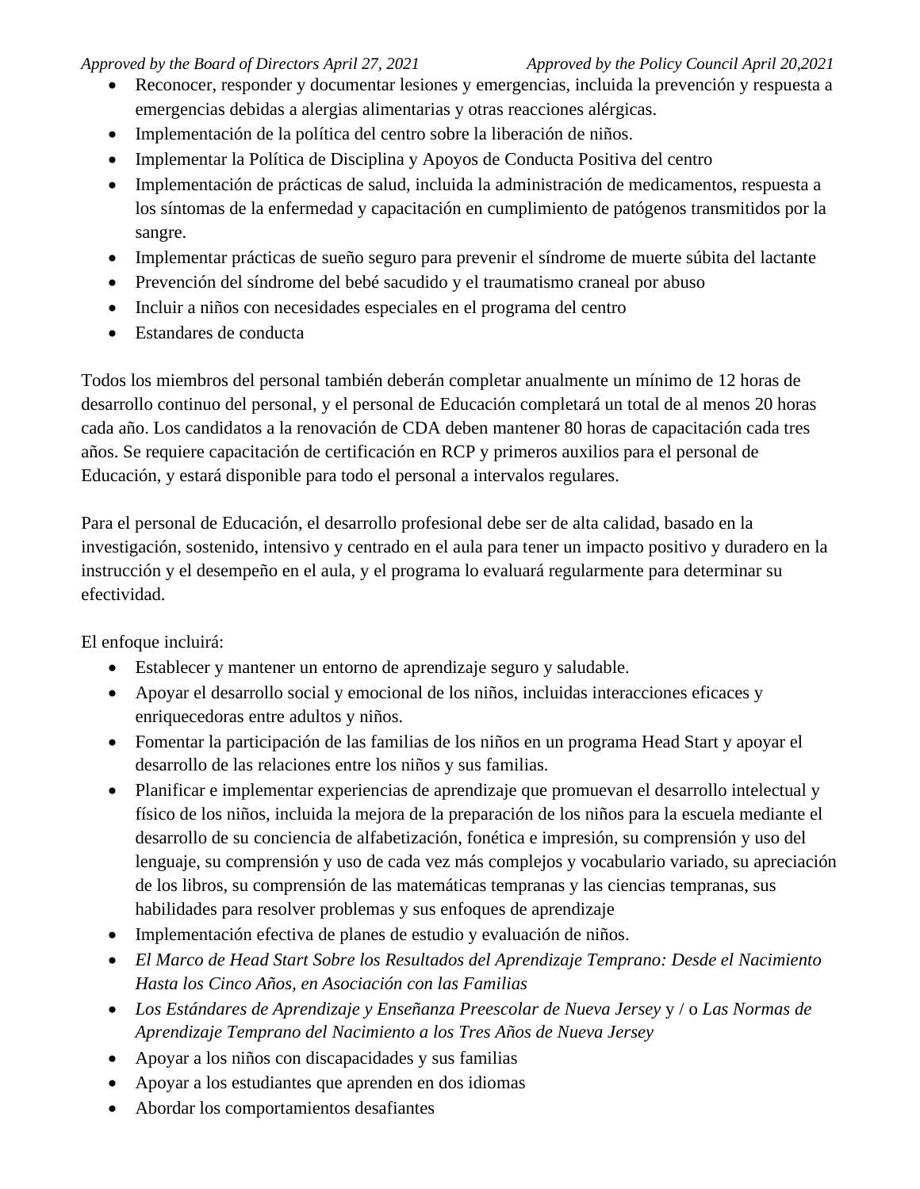- Reconocer, responder y documentar lesiones y emergencias, incluida la prevención y respuesta a emergencias debidas a alergias alimentarias y otras reacciones alérgicas.
- Implementación de la política del centro sobre la liberación de niños.
- Implementar la Política de Disciplina y Apoyos de Conducta Positiva del centro
- Implementación de prácticas de salud, incluida la administración de medicamentos, respuesta a los síntomas de la enfermedad y capacitación en cumplimiento de patógenos transmitidos por la sangre.
- Implementar prácticas de sueño seguro para prevenir el síndrome de muerte súbita del lactante
- Prevención del síndrome del bebé sacudido y el traumatismo craneal por abuso
- Incluir a niños con necesidades especiales en el programa del centro
- Estandares de conducta

Todos los miembros del personal también deberán completar anualmente un mínimo de 12 horas de desarrollo continuo del personal, y el personal de Educación completará un total de al menos 20 horas cada año. Los candidatos a la renovación de CDA deben mantener 80 horas de capacitación cada tres años. Se requiere capacitación de certificación en RCP y primeros auxilios para el personal de Educación, y estará disponible para todo el personal a intervalos regulares.

Para el personal de Educación, el desarrollo profesional debe ser de alta calidad, basado en la investigación, sostenido, intensivo y centrado en el aula para tener un impacto positivo y duradero en la instrucción y el desempeño en el aula, y el programa lo evaluará regularmente para determinar su efectividad.

El enfoque incluirá:

- Establecer y mantener un entorno de aprendizaje seguro y saludable.
- Apoyar el desarrollo social y emocional de los niños, incluidas interacciones eficaces y enriquecedoras entre adultos y niños.
- Fomentar la participación de las familias de los niños en un programa Head Start y apoyar el desarrollo de las relaciones entre los niños y sus familias.
- Planificar e implementar experiencias de aprendizaje que promuevan el desarrollo intelectual y físico de los niños, incluida la mejora de la preparación de los niños para la escuela mediante el desarrollo de su conciencia de alfabetización, fonética e impresión, su comprensión y uso del lenguaje, su comprensión y uso de cada vez más complejos y vocabulario variado, su apreciación de los libros, su comprensión de las matemáticas tempranas y las ciencias tempranas, sus habilidades para resolver problemas y sus enfoques de aprendizaje
- Implementación efectiva de planes de estudio y evaluación de niños.
- *El Marco de Head Start Sobre los Resultados del Aprendizaje Temprano: Desde el Nacimiento Hasta los Cinco Años, en Asociación con las Familias*
- *Los Estándares de Aprendizaje y Enseñanza Preescolar de Nueva Jersey* y / o *Las Normas de Aprendizaje Temprano del Nacimiento a los Tres Años de Nueva Jersey*
- Apoyar a los niños con discapacidades y sus familias
- Apoyar a los estudiantes que aprenden en dos idiomas
- Abordar los comportamientos desafiantes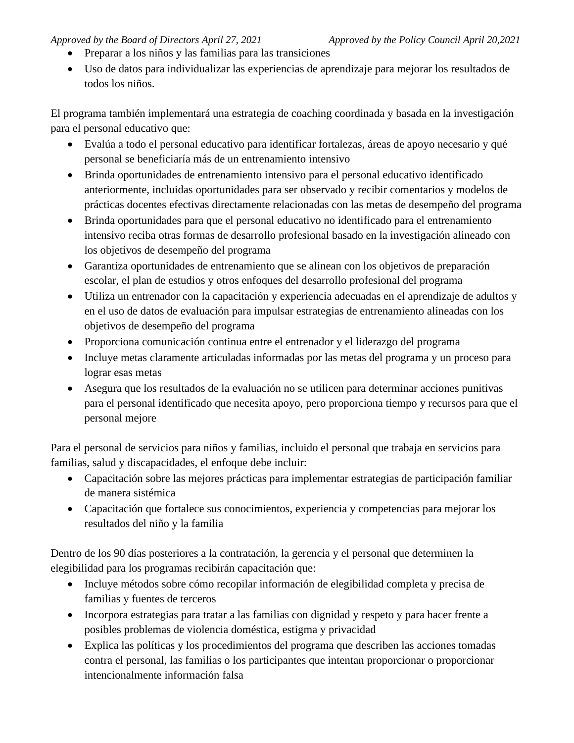- Preparar a los niños y las familias para las transiciones
- Uso de datos para individualizar las experiencias de aprendizaje para mejorar los resultados de todos los niños.

El programa también implementará una estrategia de coaching coordinada y basada en la investigación para el personal educativo que:

- Evalúa a todo el personal educativo para identificar fortalezas, áreas de apoyo necesario y qué personal se beneficiaría más de un entrenamiento intensivo
- Brinda oportunidades de entrenamiento intensivo para el personal educativo identificado anteriormente, incluidas oportunidades para ser observado y recibir comentarios y modelos de prácticas docentes efectivas directamente relacionadas con las metas de desempeño del programa
- Brinda oportunidades para que el personal educativo no identificado para el entrenamiento intensivo reciba otras formas de desarrollo profesional basado en la investigación alineado con los objetivos de desempeño del programa
- Garantiza oportunidades de entrenamiento que se alinean con los objetivos de preparación escolar, el plan de estudios y otros enfoques del desarrollo profesional del programa
- Utiliza un entrenador con la capacitación y experiencia adecuadas en el aprendizaje de adultos y en el uso de datos de evaluación para impulsar estrategias de entrenamiento alineadas con los objetivos de desempeño del programa
- Proporciona comunicación continua entre el entrenador y el liderazgo del programa
- Incluye metas claramente articuladas informadas por las metas del programa y un proceso para lograr esas metas
- Asegura que los resultados de la evaluación no se utilicen para determinar acciones punitivas para el personal identificado que necesita apoyo, pero proporciona tiempo y recursos para que el personal mejore

Para el personal de servicios para niños y familias, incluido el personal que trabaja en servicios para familias, salud y discapacidades, el enfoque debe incluir:

- Capacitación sobre las mejores prácticas para implementar estrategias de participación familiar de manera sistémica
- Capacitación que fortalece sus conocimientos, experiencia y competencias para mejorar los resultados del niño y la familia

Dentro de los 90 días posteriores a la contratación, la gerencia y el personal que determinen la elegibilidad para los programas recibirán capacitación que:

- Incluye métodos sobre cómo recopilar información de elegibilidad completa y precisa de familias y fuentes de terceros
- Incorpora estrategias para tratar a las familias con dignidad y respeto y para hacer frente a posibles problemas de violencia doméstica, estigma y privacidad
- Explica las políticas y los procedimientos del programa que describen las acciones tomadas contra el personal, las familias o los participantes que intentan proporcionar o proporcionar intencionalmente información falsa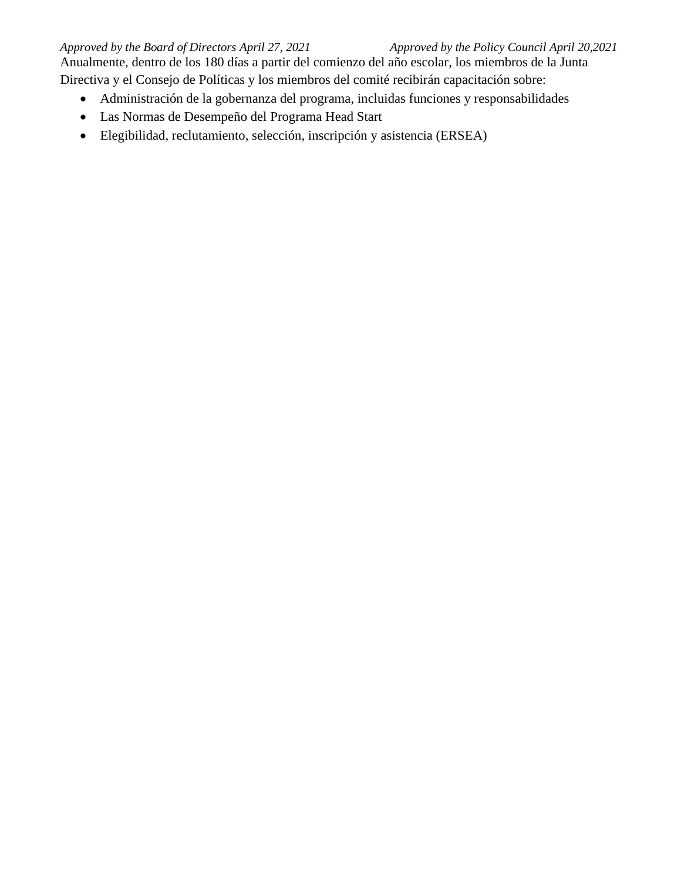Anualmente, dentro de los 180 días a partir del comienzo del año escolar, los miembros de la Junta Directiva y el Consejo de Políticas y los miembros del comité recibirán capacitación sobre:

- Administración de la gobernanza del programa, incluidas funciones y responsabilidades
- Las Normas de Desempeño del Programa Head Start
- Elegibilidad, reclutamiento, selección, inscripción y asistencia (ERSEA)